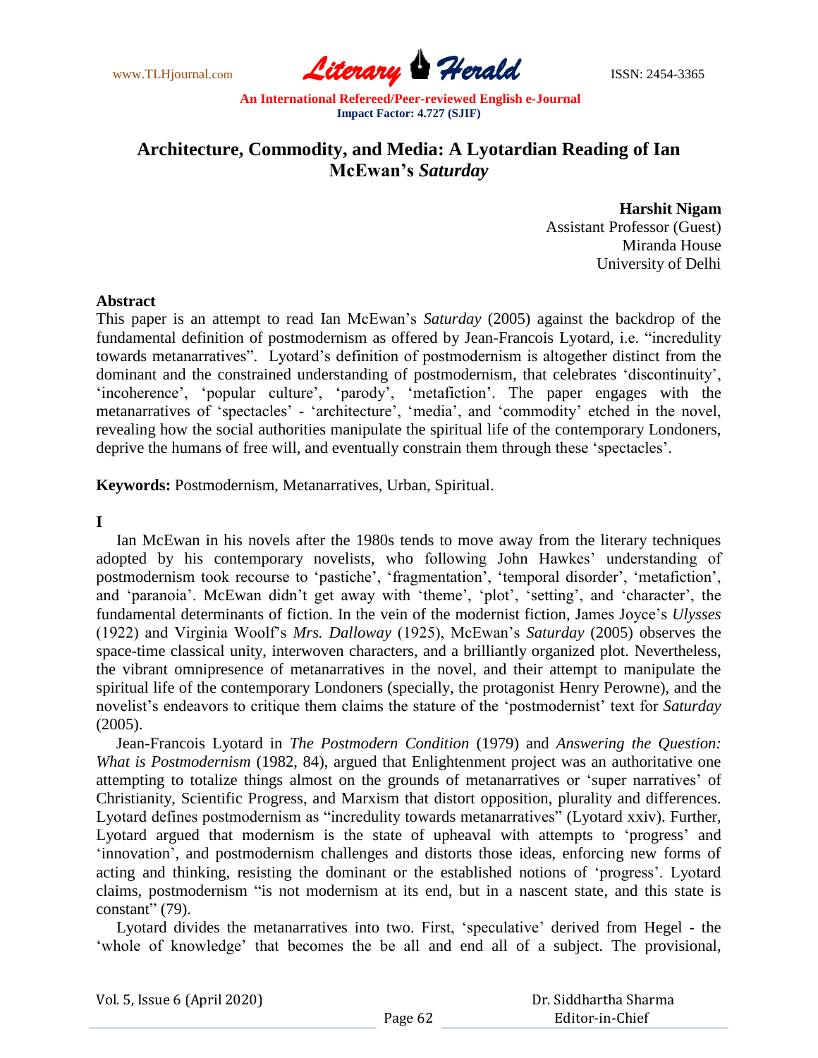# Architecture, Commodity, and Media: A Lyotardian Reading of Ian McEwan's *Saturday*

**Harshit Nigam**
Assistant Professor (Guest)
Miranda House
University of Delhi

## Abstract

This paper is an attempt to read Ian McEwan's *Saturday* (2005) against the backdrop of the fundamental definition of postmodernism as offered by Jean-Francois Lyotard, i.e. "incredulity towards metanarratives". Lyotard's definition of postmodernism is altogether distinct from the dominant and the constrained understanding of postmodernism, that celebrates 'discontinuity', 'incoherence', 'popular culture', 'parody', 'metafiction'. The paper engages with the metanarratives of 'spectacles' - 'architecture', 'media', and 'commodity' etched in the novel, revealing how the social authorities manipulate the spiritual life of the contemporary Londoners, deprive the humans of free will, and eventually constrain them through these 'spectacles'.

**Keywords:** Postmodernism, Metanarratives, Urban, Spiritual.

## I

Ian McEwan in his novels after the 1980s tends to move away from the literary techniques adopted by his contemporary novelists, who following John Hawkes' understanding of postmodernism took recourse to 'pastiche', 'fragmentation', 'temporal disorder', 'metafiction', and 'paranoia'. McEwan didn't get away with 'theme', 'plot', 'setting', and 'character', the fundamental determinants of fiction. In the vein of the modernist fiction, James Joyce's *Ulysses* (1922) and Virginia Woolf's *Mrs. Dalloway* (1925), McEwan's *Saturday* (2005) observes the space-time classical unity, interwoven characters, and a brilliantly organized plot. Nevertheless, the vibrant omnipresence of metanarratives in the novel, and their attempt to manipulate the spiritual life of the contemporary Londoners (specially, the protagonist Henry Perowne), and the novelist's endeavors to critique them claims the stature of the 'postmodernist' text for *Saturday* (2005).

Jean-Francois Lyotard in *The Postmodern Condition* (1979) and *Answering the Question: What is Postmodernism* (1982, 84), argued that Enlightenment project was an authoritative one attempting to totalize things almost on the grounds of metanarratives or 'super narratives' of Christianity, Scientific Progress, and Marxism that distort opposition, plurality and differences. Lyotard defines postmodernism as "incredulity towards metanarratives" (Lyotard xxiv). Further, Lyotard argued that modernism is the state of upheaval with attempts to 'progress' and 'innovation', and postmodernism challenges and distorts those ideas, enforcing new forms of acting and thinking, resisting the dominant or the established notions of 'progress'. Lyotard claims, postmodernism "is not modernism at its end, but in a nascent state, and this state is constant" (79).

Lyotard divides the metanarratives into two. First, 'speculative' derived from Hegel - the 'whole of knowledge' that becomes the be all and end all of a subject. The provisional,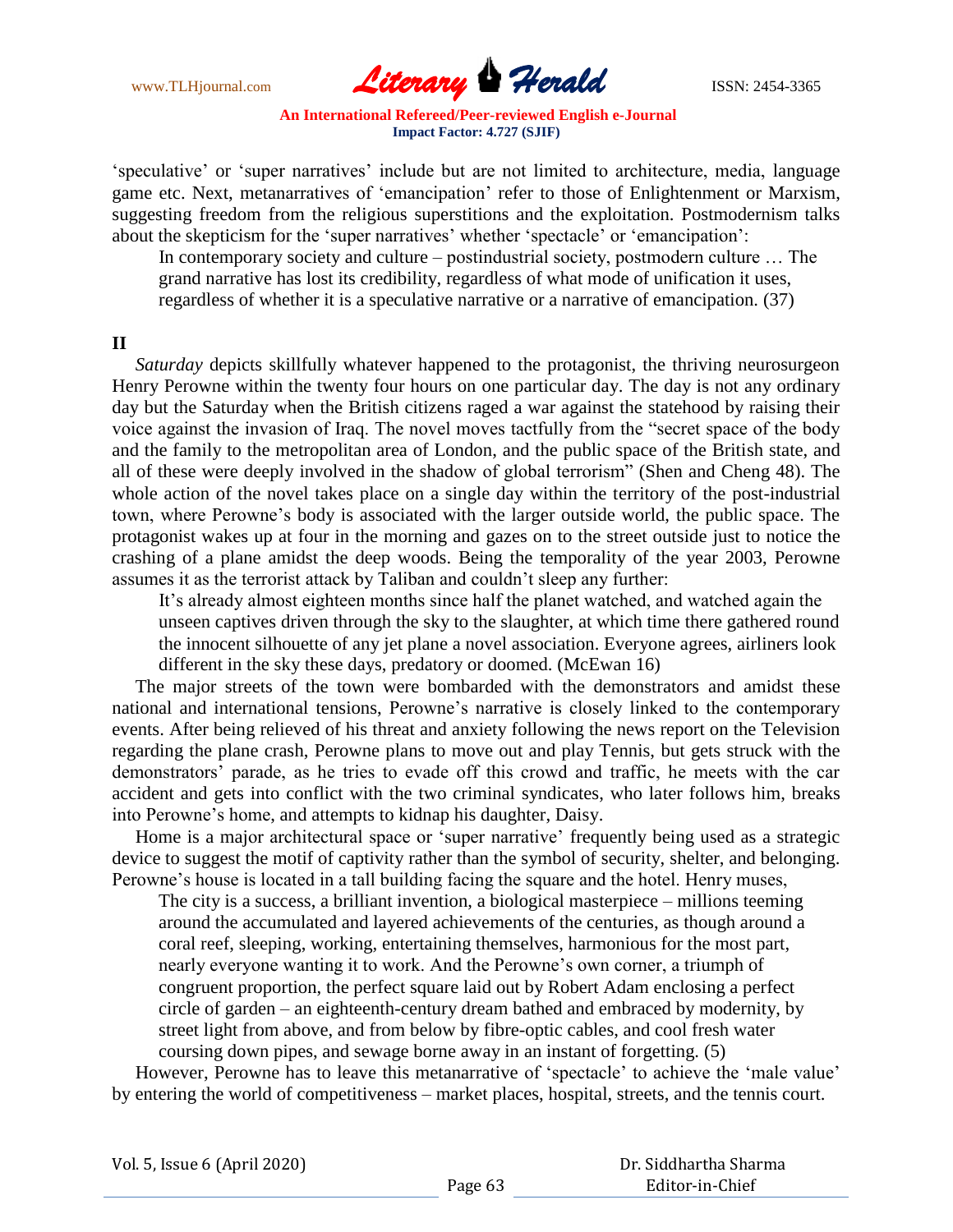'speculative' or 'super narratives' include but are not limited to architecture, media, language game etc. Next, metanarratives of 'emancipation' refer to those of Enlightenment or Marxism, suggesting freedom from the religious superstitions and the exploitation. Postmodernism talks about the skepticism for the 'super narratives' whether 'spectacle' or 'emancipation':

> In contemporary society and culture – postindustrial society, postmodern culture … The grand narrative has lost its credibility, regardless of what mode of unification it uses, regardless of whether it is a speculative narrative or a narrative of emancipation. (37)

## II

*Saturday* depicts skillfully whatever happened to the protagonist, the thriving neurosurgeon Henry Perowne within the twenty four hours on one particular day. The day is not any ordinary day but the Saturday when the British citizens raged a war against the statehood by raising their voice against the invasion of Iraq. The novel moves tactfully from the "secret space of the body and the family to the metropolitan area of London, and the public space of the British state, and all of these were deeply involved in the shadow of global terrorism" (Shen and Cheng 48). The whole action of the novel takes place on a single day within the territory of the post-industrial town, where Perowne's body is associated with the larger outside world, the public space. The protagonist wakes up at four in the morning and gazes on to the street outside just to notice the crashing of a plane amidst the deep woods. Being the temporality of the year 2003, Perowne assumes it as the terrorist attack by Taliban and couldn't sleep any further:

> It's already almost eighteen months since half the planet watched, and watched again the unseen captives driven through the sky to the slaughter, at which time there gathered round the innocent silhouette of any jet plane a novel association. Everyone agrees, airliners look different in the sky these days, predatory or doomed. (McEwan 16)

The major streets of the town were bombarded with the demonstrators and amidst these national and international tensions, Perowne's narrative is closely linked to the contemporary events. After being relieved of his threat and anxiety following the news report on the Television regarding the plane crash, Perowne plans to move out and play Tennis, but gets struck with the demonstrators' parade, as he tries to evade off this crowd and traffic, he meets with the car accident and gets into conflict with the two criminal syndicates, who later follows him, breaks into Perowne's home, and attempts to kidnap his daughter, Daisy.

Home is a major architectural space or 'super narrative' frequently being used as a strategic device to suggest the motif of captivity rather than the symbol of security, shelter, and belonging. Perowne's house is located in a tall building facing the square and the hotel. Henry muses,

> The city is a success, a brilliant invention, a biological masterpiece – millions teeming around the accumulated and layered achievements of the centuries, as though around a coral reef, sleeping, working, entertaining themselves, harmonious for the most part, nearly everyone wanting it to work. And the Perowne's own corner, a triumph of congruent proportion, the perfect square laid out by Robert Adam enclosing a perfect circle of garden – an eighteenth-century dream bathed and embraced by modernity, by street light from above, and from below by fibre-optic cables, and cool fresh water coursing down pipes, and sewage borne away in an instant of forgetting. (5)

However, Perowne has to leave this metanarrative of 'spectacle' to achieve the 'male value' by entering the world of competitiveness – market places, hospital, streets, and the tennis court.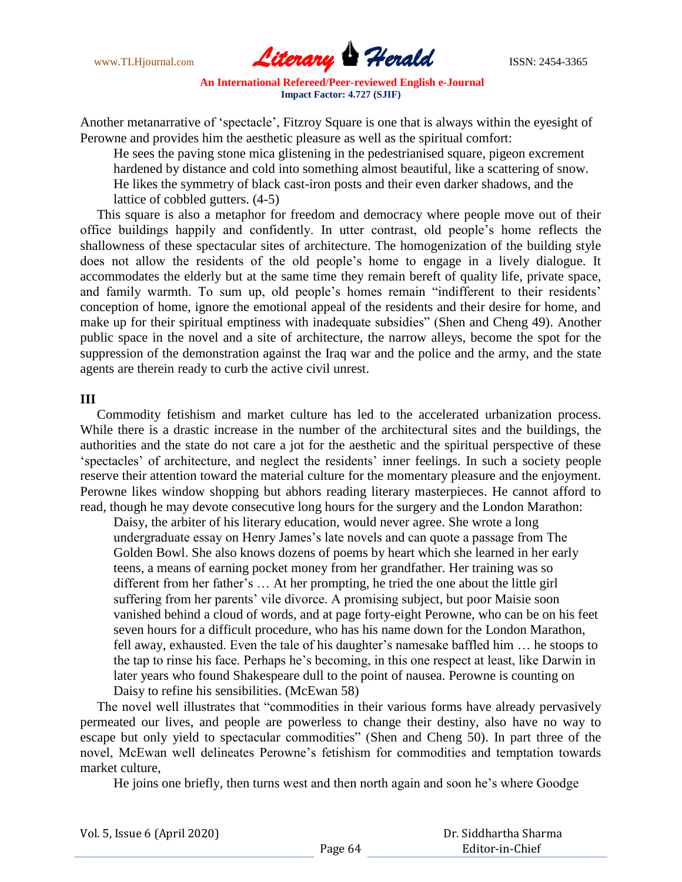Another metanarrative of 'spectacle', Fitzroy Square is one that is always within the eyesight of Perowne and provides him the aesthetic pleasure as well as the spiritual comfort:

> He sees the paving stone mica glistening in the pedestrianised square, pigeon excrement hardened by distance and cold into something almost beautiful, like a scattering of snow. He likes the symmetry of black cast-iron posts and their even darker shadows, and the lattice of cobbled gutters. (4-5)

This square is also a metaphor for freedom and democracy where people move out of their office buildings happily and confidently. In utter contrast, old people's home reflects the shallowness of these spectacular sites of architecture. The homogenization of the building style does not allow the residents of the old people's home to engage in a lively dialogue. It accommodates the elderly but at the same time they remain bereft of quality life, private space, and family warmth. To sum up, old people's homes remain "indifferent to their residents' conception of home, ignore the emotional appeal of the residents and their desire for home, and make up for their spiritual emptiness with inadequate subsidies" (Shen and Cheng 49). Another public space in the novel and a site of architecture, the narrow alleys, become the spot for the suppression of the demonstration against the Iraq war and the police and the army, and the state agents are therein ready to curb the active civil unrest.

## III

Commodity fetishism and market culture has led to the accelerated urbanization process. While there is a drastic increase in the number of the architectural sites and the buildings, the authorities and the state do not care a jot for the aesthetic and the spiritual perspective of these 'spectacles' of architecture, and neglect the residents' inner feelings. In such a society people reserve their attention toward the material culture for the momentary pleasure and the enjoyment. Perowne likes window shopping but abhors reading literary masterpieces. He cannot afford to read, though he may devote consecutive long hours for the surgery and the London Marathon:

> Daisy, the arbiter of his literary education, would never agree. She wrote a long undergraduate essay on Henry James's late novels and can quote a passage from The Golden Bowl. She also knows dozens of poems by heart which she learned in her early teens, a means of earning pocket money from her grandfather. Her training was so different from her father's … At her prompting, he tried the one about the little girl suffering from her parents' vile divorce. A promising subject, but poor Maisie soon vanished behind a cloud of words, and at page forty-eight Perowne, who can be on his feet seven hours for a difficult procedure, who has his name down for the London Marathon, fell away, exhausted. Even the tale of his daughter's namesake baffled him … he stoops to the tap to rinse his face. Perhaps he's becoming, in this one respect at least, like Darwin in later years who found Shakespeare dull to the point of nausea. Perowne is counting on Daisy to refine his sensibilities. (McEwan 58)

The novel well illustrates that "commodities in their various forms have already pervasively permeated our lives, and people are powerless to change their destiny, also have no way to escape but only yield to spectacular commodities" (Shen and Cheng 50). In part three of the novel, McEwan well delineates Perowne's fetishism for commodities and temptation towards market culture,

> He joins one briefly, then turns west and then north again and soon he's where Goodge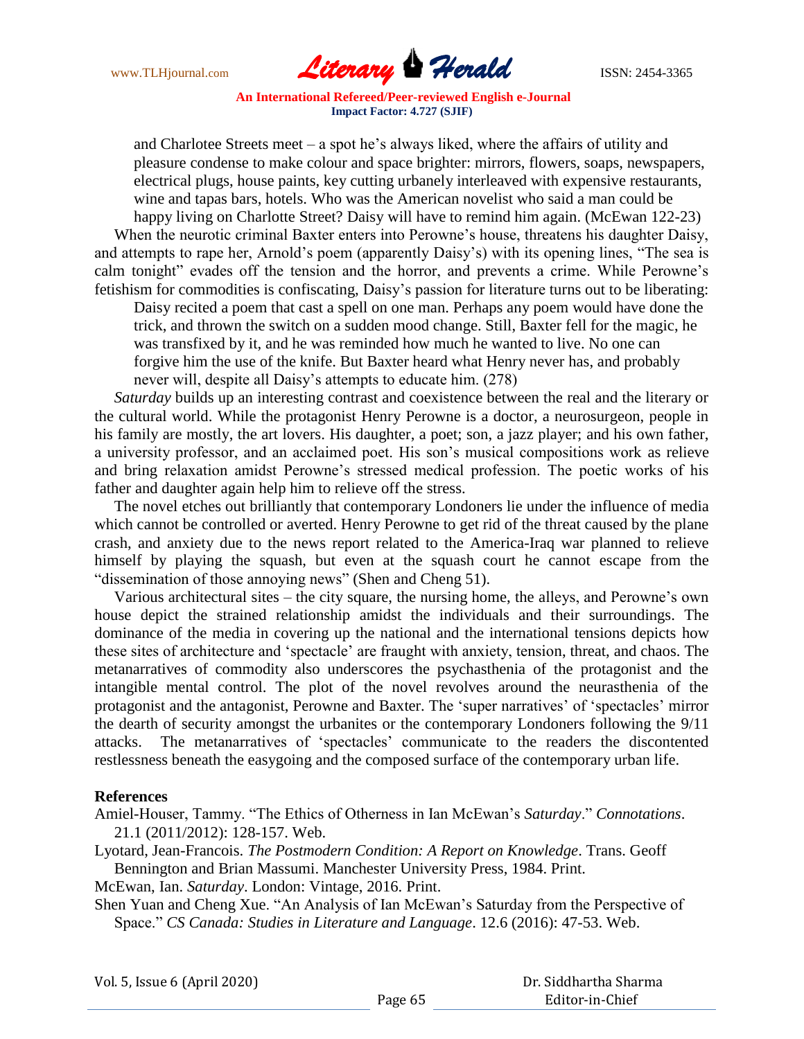> and Charlotee Streets meet – a spot he's always liked, where the affairs of utility and pleasure condense to make colour and space brighter: mirrors, flowers, soaps, newspapers, electrical plugs, house paints, key cutting urbanely interleaved with expensive restaurants, wine and tapas bars, hotels. Who was the American novelist who said a man could be happy living on Charlotte Street? Daisy will have to remind him again. (McEwan 122-23)

When the neurotic criminal Baxter enters into Perowne's house, threatens his daughter Daisy, and attempts to rape her, Arnold's poem (apparently Daisy's) with its opening lines, "The sea is calm tonight" evades off the tension and the horror, and prevents a crime. While Perowne's fetishism for commodities is confiscating, Daisy's passion for literature turns out to be liberating:

> Daisy recited a poem that cast a spell on one man. Perhaps any poem would have done the trick, and thrown the switch on a sudden mood change. Still, Baxter fell for the magic, he was transfixed by it, and he was reminded how much he wanted to live. No one can forgive him the use of the knife. But Baxter heard what Henry never has, and probably never will, despite all Daisy's attempts to educate him. (278)

*Saturday* builds up an interesting contrast and coexistence between the real and the literary or the cultural world. While the protagonist Henry Perowne is a doctor, a neurosurgeon, people in his family are mostly, the art lovers. His daughter, a poet; son, a jazz player; and his own father, a university professor, and an acclaimed poet. His son's musical compositions work as relieve and bring relaxation amidst Perowne's stressed medical profession. The poetic works of his father and daughter again help him to relieve off the stress.

The novel etches out brilliantly that contemporary Londoners lie under the influence of media which cannot be controlled or averted. Henry Perowne to get rid of the threat caused by the plane crash, and anxiety due to the news report related to the America-Iraq war planned to relieve himself by playing the squash, but even at the squash court he cannot escape from the "dissemination of those annoying news" (Shen and Cheng 51).

Various architectural sites – the city square, the nursing home, the alleys, and Perowne's own house depict the strained relationship amidst the individuals and their surroundings. The dominance of the media in covering up the national and the international tensions depicts how these sites of architecture and 'spectacle' are fraught with anxiety, tension, threat, and chaos. The metanarratives of commodity also underscores the psychasthenia of the protagonist and the intangible mental control. The plot of the novel revolves around the neurasthenia of the protagonist and the antagonist, Perowne and Baxter. The 'super narratives' of 'spectacles' mirror the dearth of security amongst the urbanites or the contemporary Londoners following the 9/11 attacks. The metanarratives of 'spectacles' communicate to the readers the discontented restlessness beneath the easygoing and the composed surface of the contemporary urban life.

## References

Amiel-Houser, Tammy. "The Ethics of Otherness in Ian McEwan's *Saturday*." *Connotations*. 21.1 (2011/2012): 128-157. Web.

Lyotard, Jean-Francois. *The Postmodern Condition: A Report on Knowledge*. Trans. Geoff Bennington and Brian Massumi. Manchester University Press, 1984. Print.

McEwan, Ian. *Saturday*. London: Vintage, 2016. Print.

Shen Yuan and Cheng Xue. "An Analysis of Ian McEwan's Saturday from the Perspective of Space." *CS Canada: Studies in Literature and Language*. 12.6 (2016): 47-53. Web.